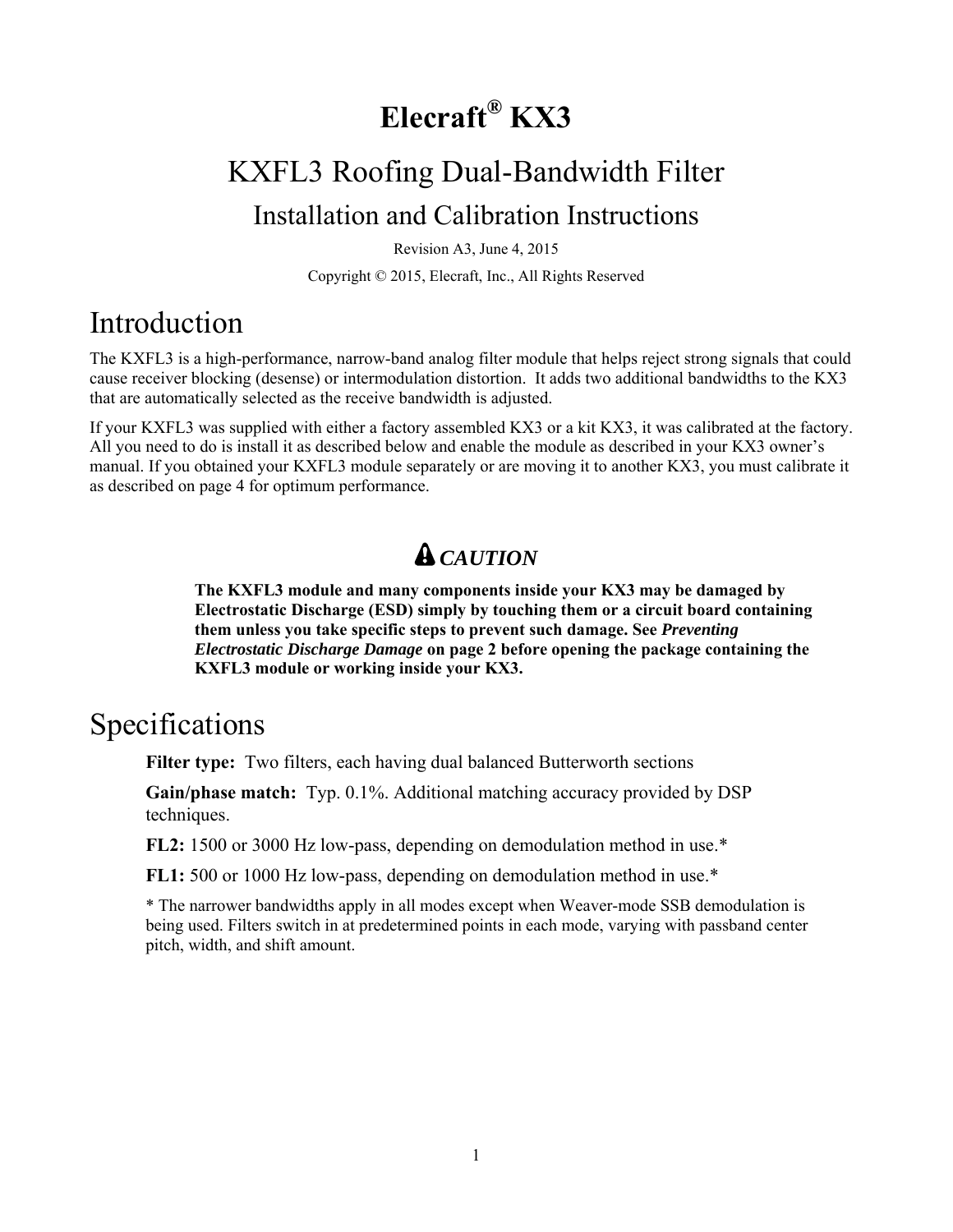# Elecraft® KX3

## KXFL3 Roofing Dual-Bandwidth Filter

### Installation and Calibration Instructions

Revision A3, June 4, 2015

Copyright © 2015, Elecraft, Inc., All Rights Reserved

# Introduction

The KXFL3 is a high-performance, narrow-band analog filter module that helps reject strong signals that could cause receiver blocking (desense) or intermodulation distortion. It adds two additional bandwidths to the KX3 that are automatically selected as the receive bandwidth is adjusted.

If your KXFL3 was supplied with either a factory assembled KX3 or a kit KX3, it was calibrated at the factory. All you need to do is install it as described below and enable the module as described in your KX3 owner's manual. If you obtained your KXFL3 module separately or are moving it to another KX3, you must calibrate it as described on page 4 for optimum performance.

***CAUTION***

**The KXFL3 module and many components inside your KX3 may be damaged by Electrostatic Discharge (ESD) simply by touching them or a circuit board containing them unless you take specific steps to prevent such damage. See *Preventing Electrostatic Discharge Damage* on page 2 before opening the package containing the KXFL3 module or working inside your KX3.**

# Specifications

**Filter type:** Two filters, each having dual balanced Butterworth sections

**Gain/phase match:** Typ. 0.1%. Additional matching accuracy provided by DSP techniques.

**FL2:** 1500 or 3000 Hz low-pass, depending on demodulation method in use.*

**FL1:** 500 or 1000 Hz low-pass, depending on demodulation method in use.*

* The narrower bandwidths apply in all modes except when Weaver-mode SSB demodulation is being used. Filters switch in at predetermined points in each mode, varying with passband center pitch, width, and shift amount.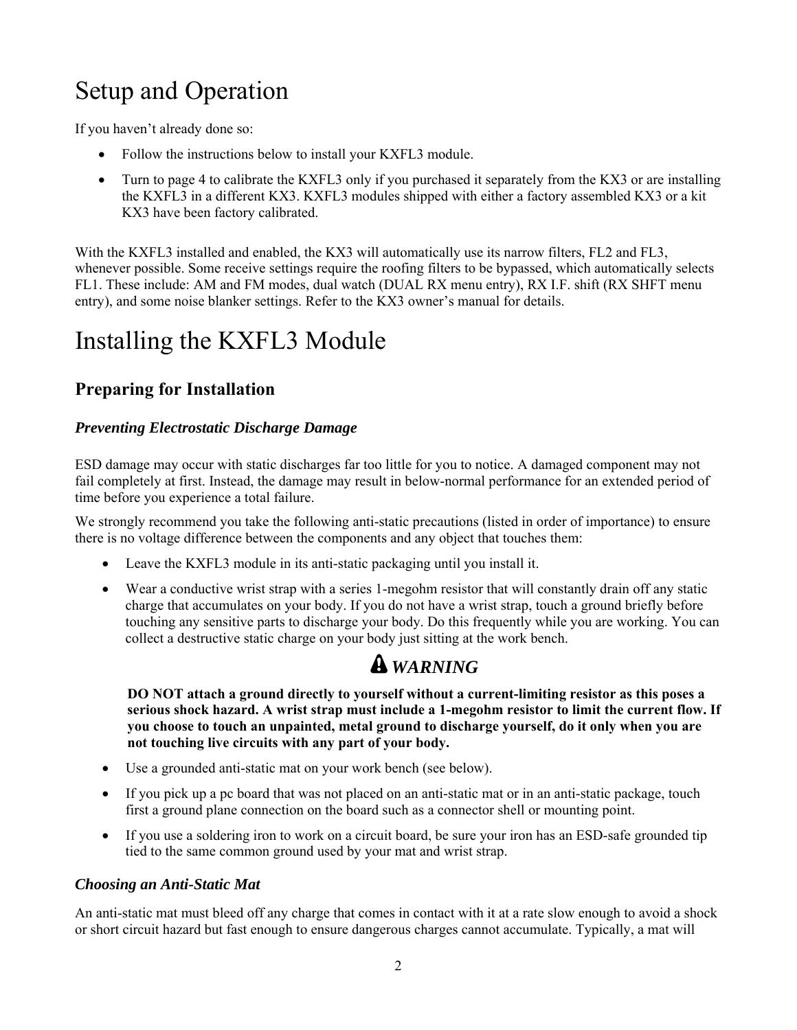# Setup and Operation

If you haven't already done so:

- Follow the instructions below to install your KXFL3 module.
- Turn to page 4 to calibrate the KXFL3 only if you purchased it separately from the KX3 or are installing the KXFL3 in a different KX3. KXFL3 modules shipped with either a factory assembled KX3 or a kit KX3 have been factory calibrated.

With the KXFL3 installed and enabled, the KX3 will automatically use its narrow filters, FL2 and FL3, whenever possible. Some receive settings require the roofing filters to be bypassed, which automatically selects FL1. These include: AM and FM modes, dual watch (DUAL RX menu entry), RX I.F. shift (RX SHFT menu entry), and some noise blanker settings. Refer to the KX3 owner's manual for details.

# Installing the KXFL3 Module

## Preparing for Installation

### *Preventing Electrostatic Discharge Damage*

ESD damage may occur with static discharges far too little for you to notice. A damaged component may not fail completely at first. Instead, the damage may result in below-normal performance for an extended period of time before you experience a total failure.

We strongly recommend you take the following anti-static precautions (listed in order of importance) to ensure there is no voltage difference between the components and any object that touches them:

- Leave the KXFL3 module in its anti-static packaging until you install it.
- Wear a conductive wrist strap with a series 1-megohm resistor that will constantly drain off any static charge that accumulates on your body. If you do not have a wrist strap, touch a ground briefly before touching any sensitive parts to discharge your body. Do this frequently while you are working. You can collect a destructive static charge on your body just sitting at the work bench.

**⚠ *WARNING***

**DO NOT attach a ground directly to yourself without a current-limiting resistor as this poses a serious shock hazard. A wrist strap must include a 1-megohm resistor to limit the current flow. If you choose to touch an unpainted, metal ground to discharge yourself, do it only when you are not touching live circuits with any part of your body.**

- Use a grounded anti-static mat on your work bench (see below).
- If you pick up a pc board that was not placed on an anti-static mat or in an anti-static package, touch first a ground plane connection on the board such as a connector shell or mounting point.
- If you use a soldering iron to work on a circuit board, be sure your iron has an ESD-safe grounded tip tied to the same common ground used by your mat and wrist strap.

### *Choosing an Anti-Static Mat*

An anti-static mat must bleed off any charge that comes in contact with it at a rate slow enough to avoid a shock or short circuit hazard but fast enough to ensure dangerous charges cannot accumulate. Typically, a mat will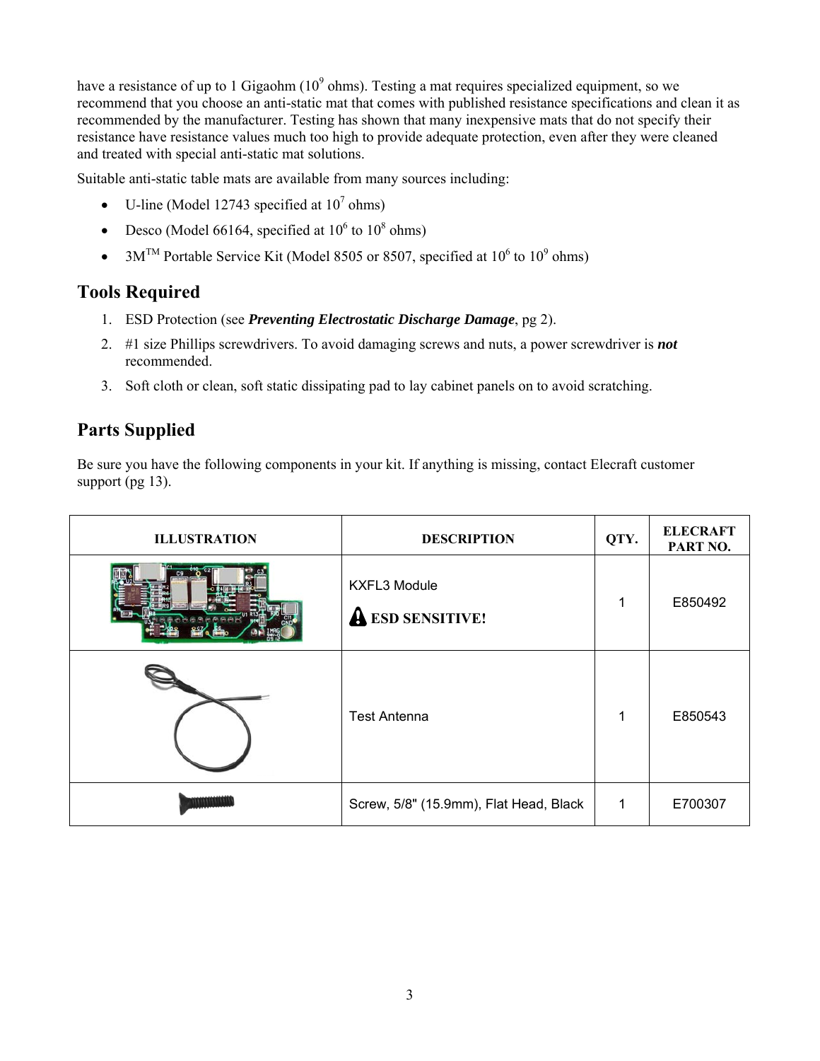have a resistance of up to 1 Gigaohm ($10^9$ ohms). Testing a mat requires specialized equipment, so we recommend that you choose an anti-static mat that comes with published resistance specifications and clean it as recommended by the manufacturer. Testing has shown that many inexpensive mats that do not specify their resistance have resistance values much too high to provide adequate protection, even after they were cleaned and treated with special anti-static mat solutions.

Suitable anti-static table mats are available from many sources including:

- U-line (Model 12743 specified at $10^7$ ohms)
- Desco (Model 66164, specified at $10^6$ to $10^8$ ohms)
- 3M™ Portable Service Kit (Model 8505 or 8507, specified at $10^6$ to $10^9$ ohms)

## Tools Required

1. ESD Protection (see ***Preventing Electrostatic Discharge Damage***, pg 2).
2. #1 size Phillips screwdrivers. To avoid damaging screws and nuts, a power screwdriver is ***not*** recommended.
3. Soft cloth or clean, soft static dissipating pad to lay cabinet panels on to avoid scratching.

## Parts Supplied

Be sure you have the following components in your kit. If anything is missing, contact Elecraft customer support (pg 13).

| ILLUSTRATION | DESCRIPTION | QTY. | ELECRAFT PART NO. |
|---|---|---|---|
| | KXFL3 Module **ESD SENSITIVE!** | 1 | E850492 |
| | Test Antenna | 1 | E850543 |
| | Screw, 5/8" (15.9mm), Flat Head, Black | 1 | E700307 |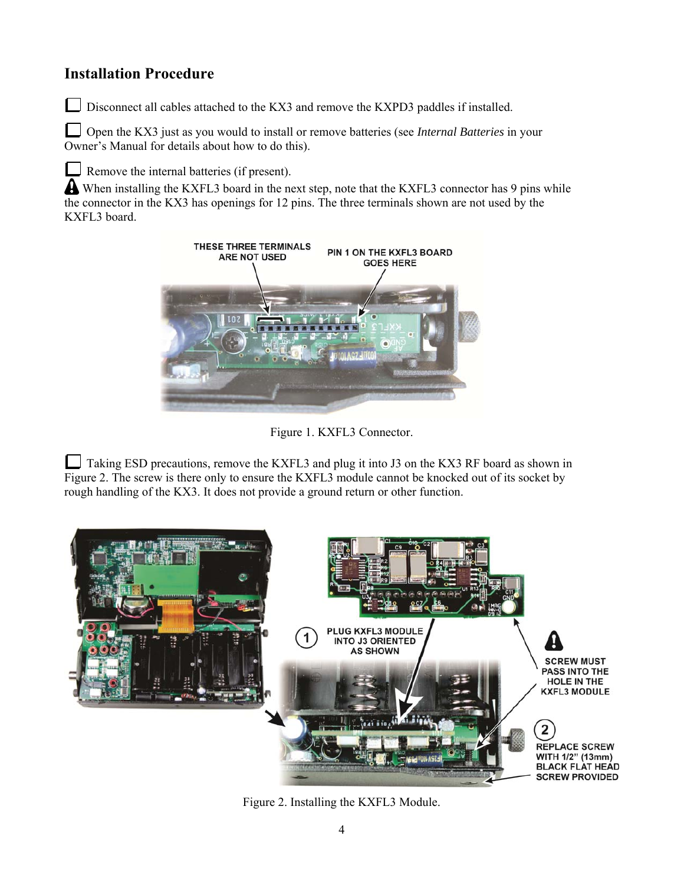## Installation Procedure

☐ Disconnect all cables attached to the KX3 and remove the KXPD3 paddles if installed.

☐ Open the KX3 just as you would to install or remove batteries (see *Internal Batteries* in your Owner's Manual for details about how to do this).

☐ Remove the internal batteries (if present).

⚠ When installing the KXFL3 board in the next step, note that the KXFL3 connector has 9 pins while the connector in the KX3 has openings for 12 pins. The three terminals shown are not used by the KXFL3 board.

Figure 1. KXFL3 Connector.

☐ Taking ESD precautions, remove the KXFL3 and plug it into J3 on the KX3 RF board as shown in Figure 2. The screw is there only to ensure the KXFL3 module cannot be knocked out of its socket by rough handling of the KX3. It does not provide a ground return or other function.

Figure 2. Installing the KXFL3 Module.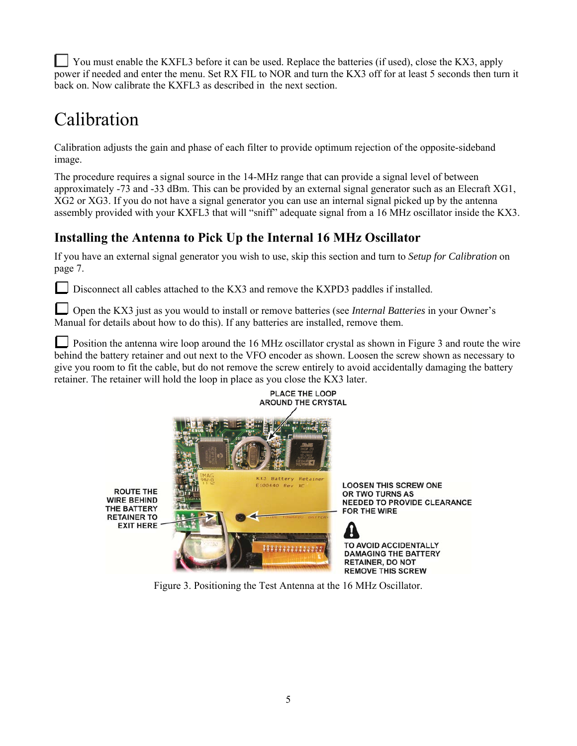☐ You must enable the KXFL3 before it can be used. Replace the batteries (if used), close the KX3, apply power if needed and enter the menu. Set RX FIL to NOR and turn the KX3 off for at least 5 seconds then turn it back on. Now calibrate the KXFL3 as described in the next section.

# Calibration

Calibration adjusts the gain and phase of each filter to provide optimum rejection of the opposite-sideband image.

The procedure requires a signal source in the 14-MHz range that can provide a signal level of between approximately -73 and -33 dBm. This can be provided by an external signal generator such as an Elecraft XG1, XG2 or XG3. If you do not have a signal generator you can use an internal signal picked up by the antenna assembly provided with your KXFL3 that will "sniff" adequate signal from a 16 MHz oscillator inside the KX3.

## Installing the Antenna to Pick Up the Internal 16 MHz Oscillator

If you have an external signal generator you wish to use, skip this section and turn to *Setup for Calibration* on page 7.

☐ Disconnect all cables attached to the KX3 and remove the KXPD3 paddles if installed.

☐ Open the KX3 just as you would to install or remove batteries (see *Internal Batteries* in your Owner's Manual for details about how to do this). If any batteries are installed, remove them.

☐ Position the antenna wire loop around the 16 MHz oscillator crystal as shown in Figure 3 and route the wire behind the battery retainer and out next to the VFO encoder as shown. Loosen the screw shown as necessary to give you room to fit the cable, but do not remove the screw entirely to avoid accidentally damaging the battery retainer. The retainer will hold the loop in place as you close the KX3 later.

PLACE THE LOOP AROUND THE CRYSTAL

ROUTE THE WIRE BEHIND THE BATTERY RETAINER TO EXIT HERE

LOOSEN THIS SCREW ONE OR TWO TURNS AS NEEDED TO PROVIDE CLEARANCE FOR THE WIRE

TO AVOID ACCIDENTALLY DAMAGING THE BATTERY RETAINER, DO NOT REMOVE THIS SCREW

Figure 3. Positioning the Test Antenna at the 16 MHz Oscillator.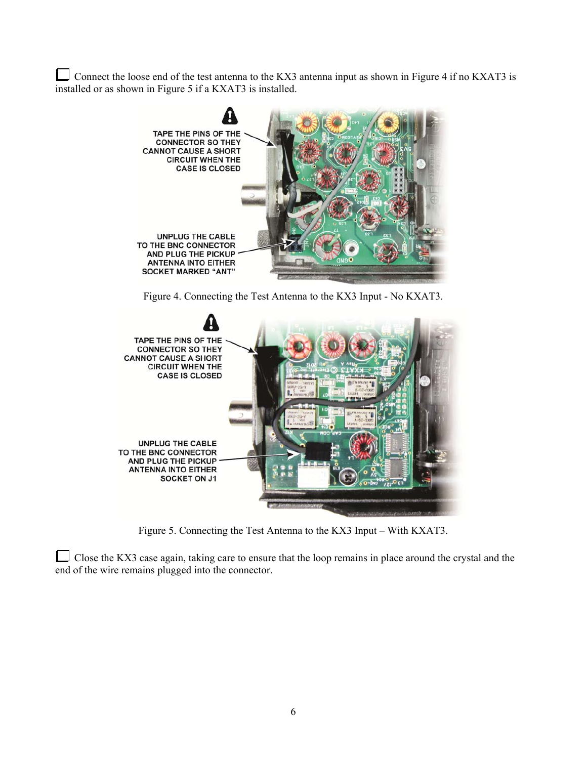☐ Connect the loose end of the test antenna to the KX3 antenna input as shown in Figure 4 if no KXAT3 is installed or as shown in Figure 5 if a KXAT3 is installed.

TAPE THE PINS OF THE CONNECTOR SO THEY CANNOT CAUSE A SHORT CIRCUIT WHEN THE CASE IS CLOSED

UNPLUG THE CABLE TO THE BNC CONNECTOR AND PLUG THE PICKUP ANTENNA INTO EITHER SOCKET MARKED "ANT"

Figure 4. Connecting the Test Antenna to the KX3 Input - No KXAT3.

TAPE THE PINS OF THE CONNECTOR SO THEY CANNOT CAUSE A SHORT CIRCUIT WHEN THE CASE IS CLOSED

UNPLUG THE CABLE TO THE BNC CONNECTOR AND PLUG THE PICKUP ANTENNA INTO EITHER SOCKET ON J1

Figure 5. Connecting the Test Antenna to the KX3 Input – With KXAT3.

☐ Close the KX3 case again, taking care to ensure that the loop remains in place around the crystal and the end of the wire remains plugged into the connector.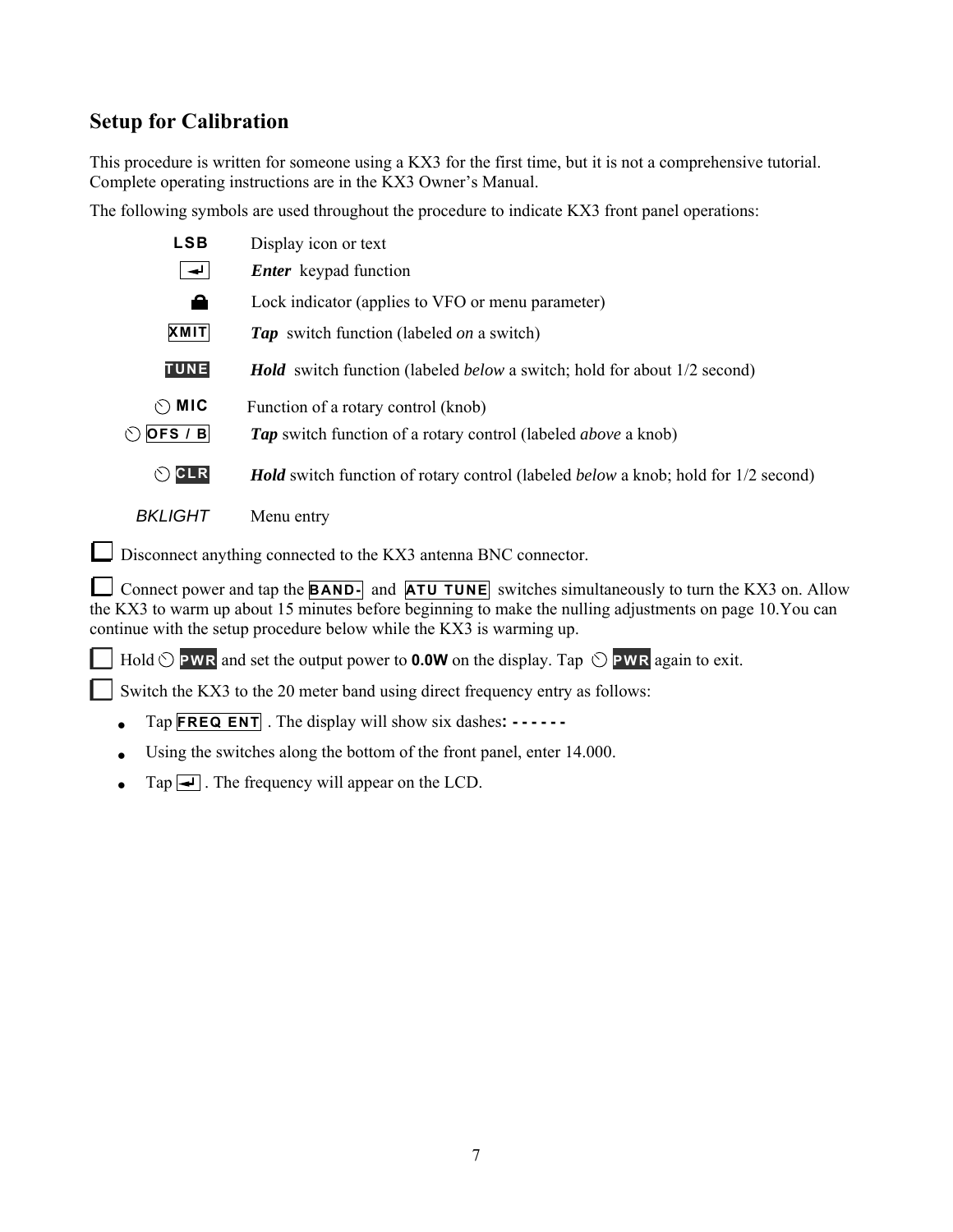## Setup for Calibration

This procedure is written for someone using a KX3 for the first time, but it is not a comprehensive tutorial. Complete operating instructions are in the KX3 Owner's Manual.

The following symbols are used throughout the procedure to indicate KX3 front panel operations:

| Symbol | Meaning |
|---|---|
| **LSB** | Display icon or text |
| ↵ | ***Enter*** keypad function |
| 🔒 | Lock indicator (applies to VFO or menu parameter) |
| XMIT | ***Tap*** switch function (labeled *on* a switch) |
| TUNE | ***Hold*** switch function (labeled *below* a switch; hold for about 1/2 second) |
| ⏲ **MIC** | Function of a rotary control (knob) |
| ⏲ OFS / B | ***Tap*** switch function of a rotary control (labeled *above* a knob) |
| ⏲ CLR | ***Hold*** switch function of rotary control (labeled *below* a knob; hold for 1/2 second) |
| *BKLIGHT* | Menu entry |

☐ Disconnect anything connected to the KX3 antenna BNC connector.

☐ Connect power and tap the BAND- and ATU TUNE switches simultaneously to turn the KX3 on. Allow the KX3 to warm up about 15 minutes before beginning to make the nulling adjustments on page 10.You can continue with the setup procedure below while the KX3 is warming up.

☐ Hold ⏲ PWR and set the output power to **0.0W** on the display. Tap ⏲ PWR again to exit.

☐ Switch the KX3 to the 20 meter band using direct frequency entry as follows:

- Tap FREQ ENT . The display will show six dashes**: - - - - - -**
- Using the switches along the bottom of the front panel, enter 14.000.
- Tap ↵ . The frequency will appear on the LCD.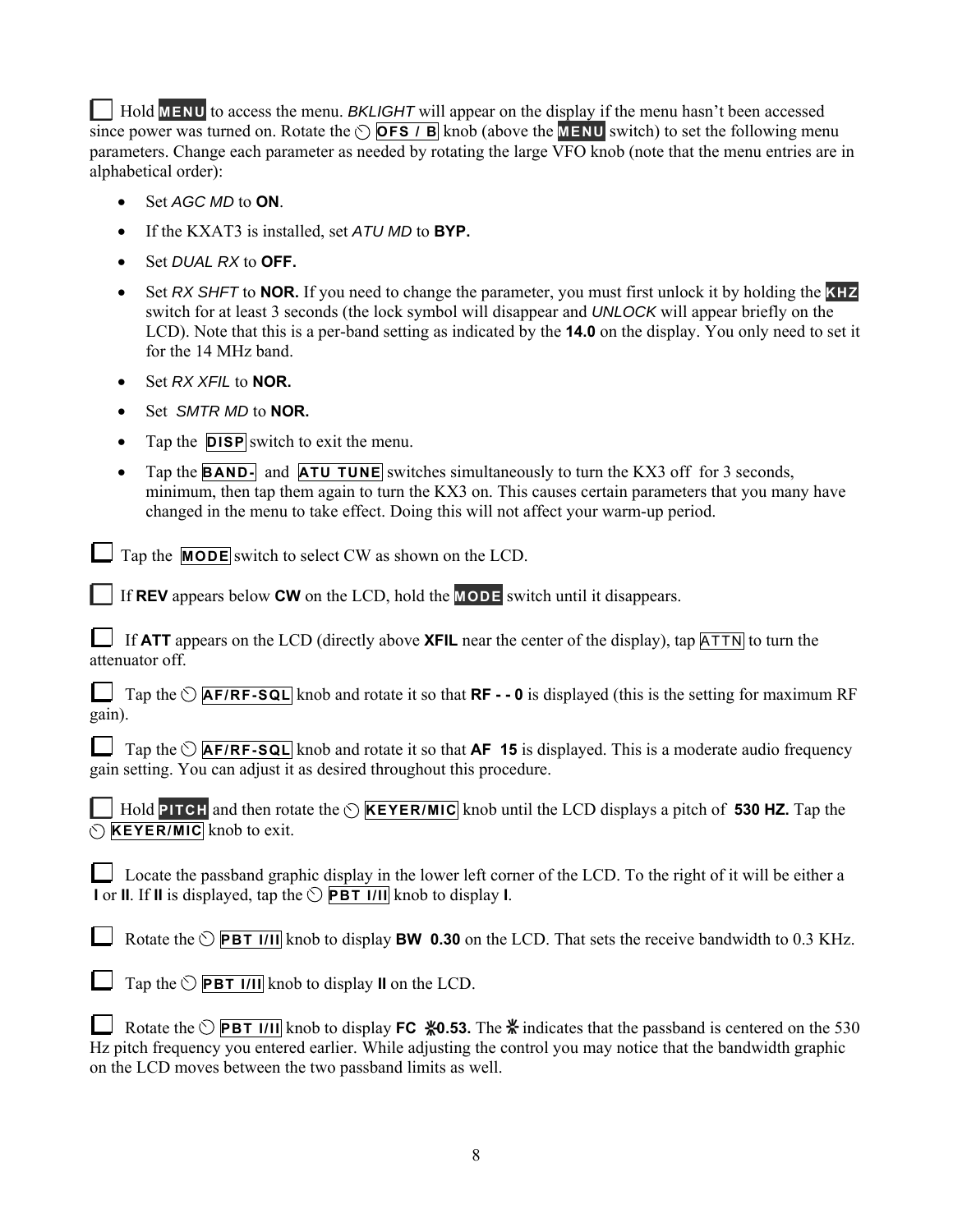☐ Hold **MENU** to access the menu. *BKLIGHT* will appear on the display if the menu hasn't been accessed since power was turned on. Rotate the ⭮ **OFS / B** knob (above the **MENU** switch) to set the following menu parameters. Change each parameter as needed by rotating the large VFO knob (note that the menu entries are in alphabetical order):

- Set *AGC MD* to **ON**.
- If the KXAT3 is installed, set *ATU MD* to **BYP.**
- Set *DUAL RX* to **OFF.**
- Set *RX SHFT* to **NOR.** If you need to change the parameter, you must first unlock it by holding the **KHZ** switch for at least 3 seconds (the lock symbol will disappear and *UNLOCK* will appear briefly on the LCD). Note that this is a per-band setting as indicated by the **14.0** on the display. You only need to set it for the 14 MHz band.
- Set *RX XFIL* to **NOR.**
- Set *SMTR MD* to **NOR.**
- Tap the **DISP** switch to exit the menu.
- Tap the **BAND-** and **ATU TUNE** switches simultaneously to turn the KX3 off for 3 seconds, minimum, then tap them again to turn the KX3 on. This causes certain parameters that you many have changed in the menu to take effect. Doing this will not affect your warm-up period.

☐ Tap the **MODE** switch to select CW as shown on the LCD.

☐ If **REV** appears below **CW** on the LCD, hold the **MODE** switch until it disappears.

☐ If **ATT** appears on the LCD (directly above **XFIL** near the center of the display), tap **ATTN** to turn the attenuator off.

☐ Tap the ⭮ **AF/RF-SQL** knob and rotate it so that **RF - - 0** is displayed (this is the setting for maximum RF gain).

☐ Tap the ⭮ **AF/RF-SQL** knob and rotate it so that **AF 15** is displayed. This is a moderate audio frequency gain setting. You can adjust it as desired throughout this procedure.

☐ Hold **PITCH** and then rotate the ⭮ **KEYER/MIC** knob until the LCD displays a pitch of **530 HZ.** Tap the ⭮ **KEYER/MIC** knob to exit.

☐ Locate the passband graphic display in the lower left corner of the LCD. To the right of it will be either a **I** or **II**. If **II** is displayed, tap the ⭮ **PBT I/II** knob to display **I**.

☐ Rotate the ⭮ **PBT I/II** knob to display **BW 0.30** on the LCD. That sets the receive bandwidth to 0.3 KHz.

☐ Tap the ⭮ **PBT I/II** knob to display **II** on the LCD.

☐ Rotate the ⭮ **PBT I/II** knob to display **FC ✻0.53.** The ✻ indicates that the passband is centered on the 530 Hz pitch frequency you entered earlier. While adjusting the control you may notice that the bandwidth graphic on the LCD moves between the two passband limits as well.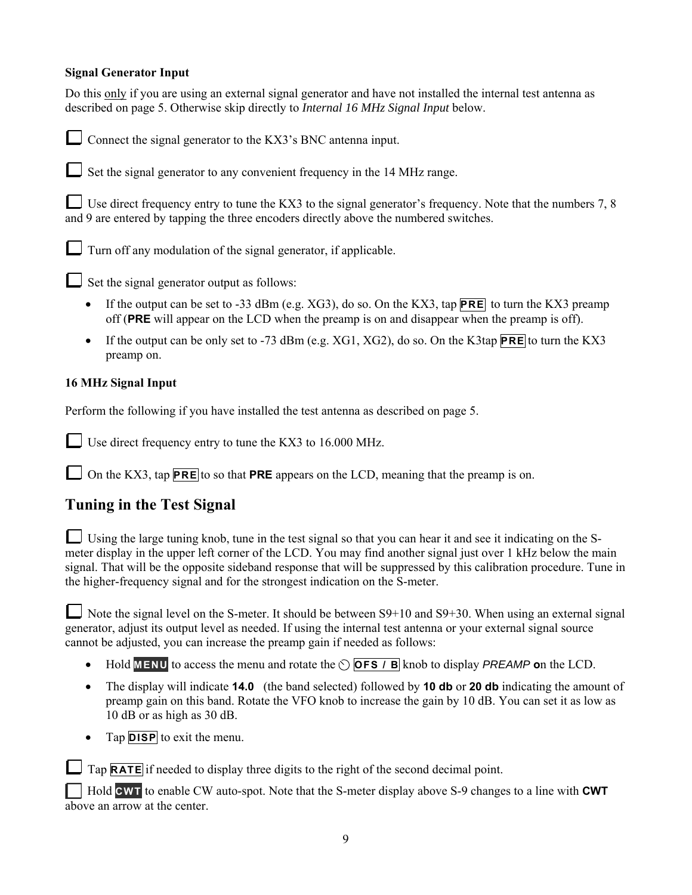**Signal Generator Input**

Do this only if you are using an external signal generator and have not installed the internal test antenna as described on page 5. Otherwise skip directly to *Internal 16 MHz Signal Input* below.

☐ Connect the signal generator to the KX3's BNC antenna input.

☐ Set the signal generator to any convenient frequency in the 14 MHz range.

☐ Use direct frequency entry to tune the KX3 to the signal generator's frequency. Note that the numbers 7, 8 and 9 are entered by tapping the three encoders directly above the numbered switches.

☐ Turn off any modulation of the signal generator, if applicable.

☐ Set the signal generator output as follows:

- If the output can be set to -33 dBm (e.g. XG3), do so. On the KX3, tap **PRE** to turn the KX3 preamp off (**PRE** will appear on the LCD when the preamp is on and disappear when the preamp is off).
- If the output can be only set to -73 dBm (e.g. XG1, XG2), do so. On the K3tap **PRE** to turn the KX3 preamp on.

**16 MHz Signal Input**

Perform the following if you have installed the test antenna as described on page 5.

☐ Use direct frequency entry to tune the KX3 to 16.000 MHz.

☐ On the KX3, tap **PRE** to so that **PRE** appears on the LCD, meaning that the preamp is on.

## Tuning in the Test Signal

☐ Using the large tuning knob, tune in the test signal so that you can hear it and see it indicating on the S-meter display in the upper left corner of the LCD. You may find another signal just over 1 kHz below the main signal. That will be the opposite sideband response that will be suppressed by this calibration procedure. Tune in the higher-frequency signal and for the strongest indication on the S-meter.

☐ Note the signal level on the S-meter. It should be between S9+10 and S9+30. When using an external signal generator, adjust its output level as needed. If using the internal test antenna or your external signal source cannot be adjusted, you can increase the preamp gain if needed as follows:

- Hold **MENU** to access the menu and rotate the **OFS / B** knob to display *PREAMP* **o**n the LCD.
- The display will indicate **14.0** (the band selected) followed by **10 db** or **20 db** indicating the amount of preamp gain on this band. Rotate the VFO knob to increase the gain by 10 dB. You can set it as low as 10 dB or as high as 30 dB.
- Tap **DISP** to exit the menu.

☐ Tap **RATE** if needed to display three digits to the right of the second decimal point.

☐ Hold **CWT** to enable CW auto-spot. Note that the S-meter display above S-9 changes to a line with **CWT** above an arrow at the center.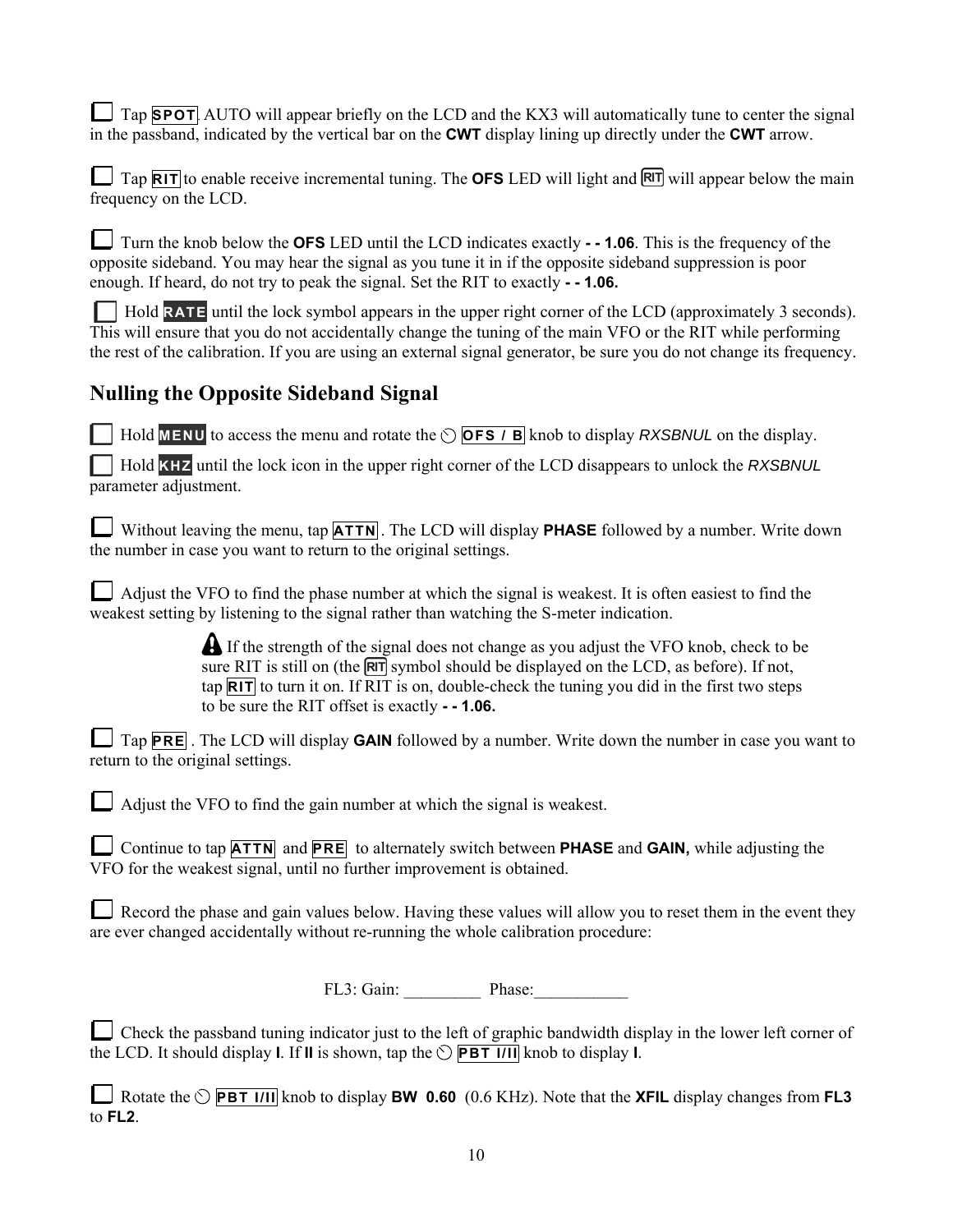☐ Tap **SPOT**. AUTO will appear briefly on the LCD and the KX3 will automatically tune to center the signal in the passband, indicated by the vertical bar on the **CWT** display lining up directly under the **CWT** arrow.

☐ Tap **RIT** to enable receive incremental tuning. The **OFS** LED will light and RIT will appear below the main frequency on the LCD.

☐ Turn the knob below the **OFS** LED until the LCD indicates exactly **- - 1.06**. This is the frequency of the opposite sideband. You may hear the signal as you tune it in if the opposite sideband suppression is poor enough. If heard, do not try to peak the signal. Set the RIT to exactly **- - 1.06.**

☐ Hold **RATE** until the lock symbol appears in the upper right corner of the LCD (approximately 3 seconds). This will ensure that you do not accidentally change the tuning of the main VFO or the RIT while performing the rest of the calibration. If you are using an external signal generator, be sure you do not change its frequency.

## Nulling the Opposite Sideband Signal

☐ Hold **MENU** to access the menu and rotate the **OFS / B** knob to display *RXSBNUL* on the display.

☐ Hold **KHZ** until the lock icon in the upper right corner of the LCD disappears to unlock the *RXSBNUL* parameter adjustment.

☐ Without leaving the menu, tap **ATTN**. The LCD will display **PHASE** followed by a number. Write down the number in case you want to return to the original settings.

☐ Adjust the VFO to find the phase number at which the signal is weakest. It is often easiest to find the weakest setting by listening to the signal rather than watching the S-meter indication.

> ⚠ If the strength of the signal does not change as you adjust the VFO knob, check to be sure RIT is still on (the RIT symbol should be displayed on the LCD, as before). If not, tap **RIT** to turn it on. If RIT is on, double-check the tuning you did in the first two steps to be sure the RIT offset is exactly **- - 1.06.**

☐ Tap **PRE**. The LCD will display **GAIN** followed by a number. Write down the number in case you want to return to the original settings.

☐ Adjust the VFO to find the gain number at which the signal is weakest.

☐ Continue to tap **ATTN** and **PRE** to alternately switch between **PHASE** and **GAIN,** while adjusting the VFO for the weakest signal, until no further improvement is obtained.

☐ Record the phase and gain values below. Having these values will allow you to reset them in the event they are ever changed accidentally without re-running the whole calibration procedure:

FL3: Gain: _________ Phase:___________

☐ Check the passband tuning indicator just to the left of graphic bandwidth display in the lower left corner of the LCD. It should display **I**. If **II** is shown, tap the **PBT I/II** knob to display **I**.

☐ Rotate the **PBT I/II** knob to display **BW 0.60** (0.6 KHz). Note that the **XFIL** display changes from **FL3** to **FL2**.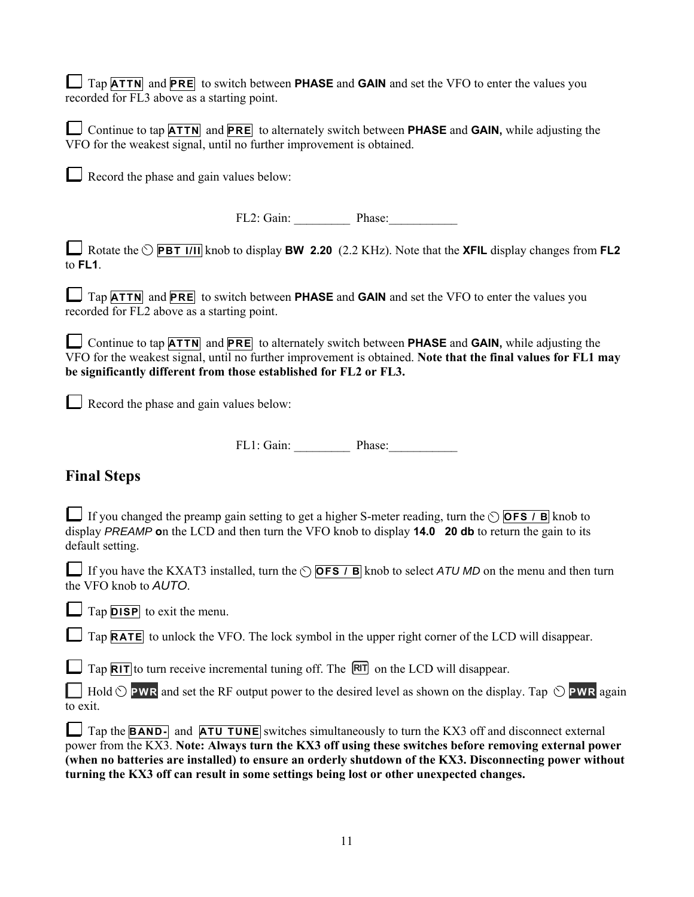☐ Tap **ATTN** and **PRE** to switch between **PHASE** and **GAIN** and set the VFO to enter the values you recorded for FL3 above as a starting point.

☐ Continue to tap **ATTN** and **PRE** to alternately switch between **PHASE** and **GAIN,** while adjusting the VFO for the weakest signal, until no further improvement is obtained.

☐ Record the phase and gain values below:

FL2: Gain: _________ Phase:___________

☐ Rotate the **PBT I/II** knob to display **BW 2.20** (2.2 KHz). Note that the **XFIL** display changes from **FL2** to **FL1**.

☐ Tap **ATTN** and **PRE** to switch between **PHASE** and **GAIN** and set the VFO to enter the values you recorded for FL2 above as a starting point.

☐ Continue to tap **ATTN** and **PRE** to alternately switch between **PHASE** and **GAIN,** while adjusting the VFO for the weakest signal, until no further improvement is obtained. **Note that the final values for FL1 may be significantly different from those established for FL2 or FL3.**

☐ Record the phase and gain values below:

FL1: Gain: _________ Phase:___________

## Final Steps

☐ If you changed the preamp gain setting to get a higher S-meter reading, turn the **OFS / B** knob to display *PREAMP* on the LCD and then turn the VFO knob to display **14.0 20 db** to return the gain to its default setting.

☐ If you have the KXAT3 installed, turn the **OFS / B** knob to select *ATU MD* on the menu and then turn the VFO knob to *AUTO*.

☐ Tap **DISP** to exit the menu.

☐ Tap **RATE** to unlock the VFO. The lock symbol in the upper right corner of the LCD will disappear.

☐ Tap **RIT** to turn receive incremental tuning off. The **RIT** on the LCD will disappear.

☐ Hold **PWR** and set the RF output power to the desired level as shown on the display. Tap **PWR** again to exit.

☐ Tap the **BAND-** and **ATU TUNE** switches simultaneously to turn the KX3 off and disconnect external power from the KX3. **Note: Always turn the KX3 off using these switches before removing external power (when no batteries are installed) to ensure an orderly shutdown of the KX3. Disconnecting power without turning the KX3 off can result in some settings being lost or other unexpected changes.**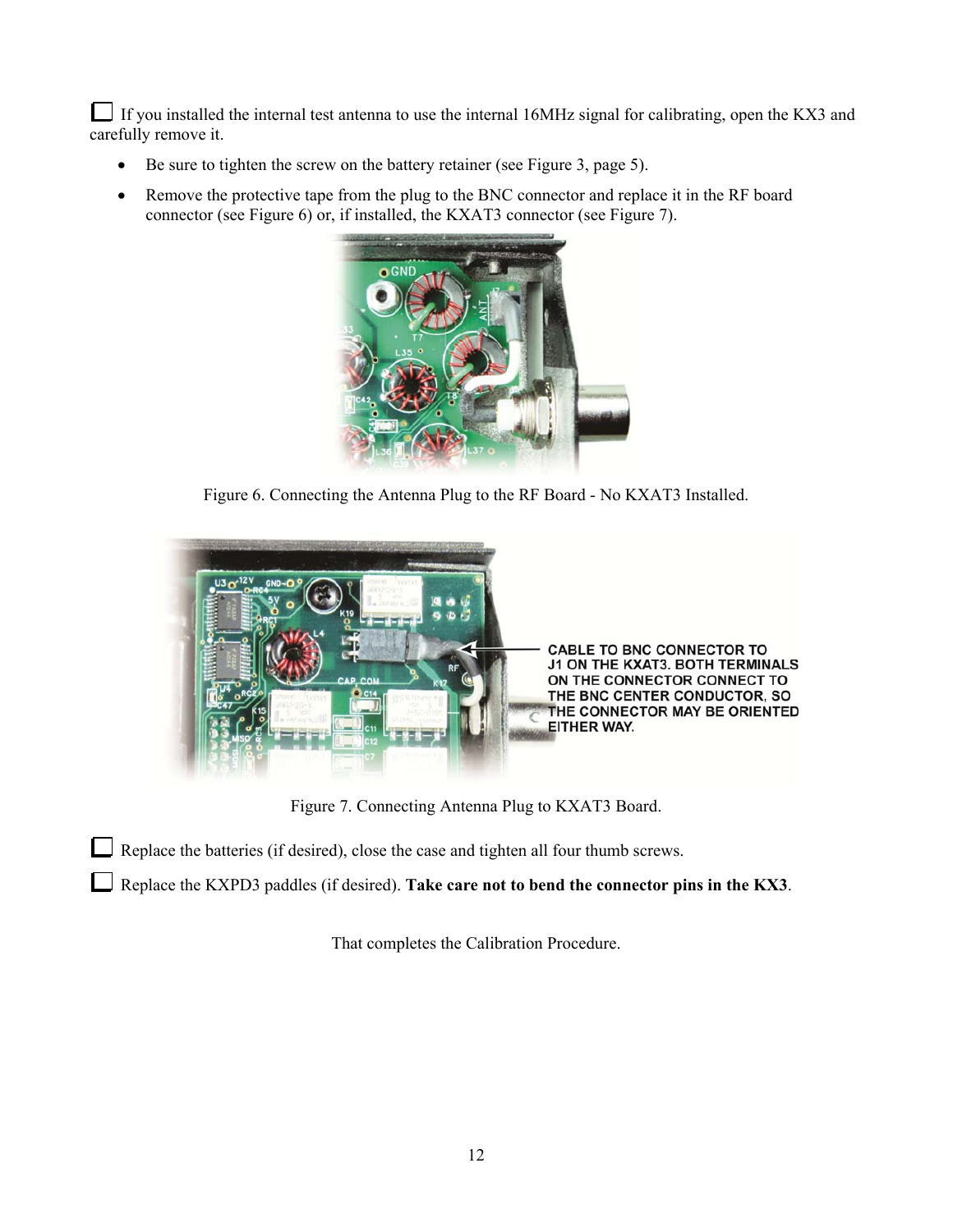☐ If you installed the internal test antenna to use the internal 16MHz signal for calibrating, open the KX3 and carefully remove it.

- Be sure to tighten the screw on the battery retainer (see Figure 3, page 5).
- Remove the protective tape from the plug to the BNC connector and replace it in the RF board connector (see Figure 6) or, if installed, the KXAT3 connector (see Figure 7).

Figure 6. Connecting the Antenna Plug to the RF Board - No KXAT3 Installed.

CABLE TO BNC CONNECTOR TO J1 ON THE KXAT3. BOTH TERMINALS ON THE CONNECTOR CONNECT TO THE BNC CENTER CONDUCTOR, SO THE CONNECTOR MAY BE ORIENTED EITHER WAY.

Figure 7. Connecting Antenna Plug to KXAT3 Board.

☐ Replace the batteries (if desired), close the case and tighten all four thumb screws.

☐ Replace the KXPD3 paddles (if desired). **Take care not to bend the connector pins in the KX3**.

That completes the Calibration Procedure.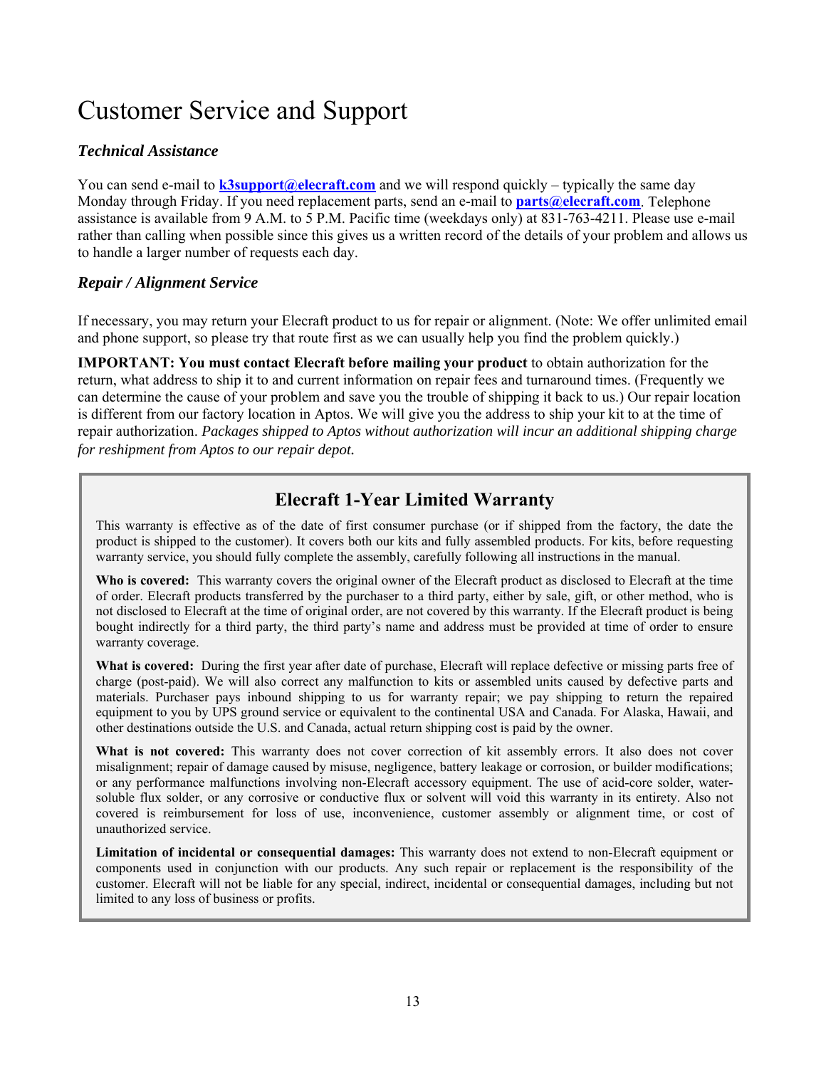# Customer Service and Support

### *Technical Assistance*

You can send e-mail to **k3support@elecraft.com** and we will respond quickly – typically the same day Monday through Friday. If you need replacement parts, send an e-mail to **parts@elecraft.com**. Telephone assistance is available from 9 A.M. to 5 P.M. Pacific time (weekdays only) at 831-763-4211. Please use e-mail rather than calling when possible since this gives us a written record of the details of your problem and allows us to handle a larger number of requests each day.

### *Repair / Alignment Service*

If necessary, you may return your Elecraft product to us for repair or alignment. (Note: We offer unlimited email and phone support, so please try that route first as we can usually help you find the problem quickly.)

**IMPORTANT: You must contact Elecraft before mailing your product** to obtain authorization for the return, what address to ship it to and current information on repair fees and turnaround times. (Frequently we can determine the cause of your problem and save you the trouble of shipping it back to us.) Our repair location is different from our factory location in Aptos. We will give you the address to ship your kit to at the time of repair authorization. *Packages shipped to Aptos without authorization will incur an additional shipping charge for reshipment from Aptos to our repair depot.*

## Elecraft 1-Year Limited Warranty

This warranty is effective as of the date of first consumer purchase (or if shipped from the factory, the date the product is shipped to the customer). It covers both our kits and fully assembled products. For kits, before requesting warranty service, you should fully complete the assembly, carefully following all instructions in the manual.

**Who is covered:** This warranty covers the original owner of the Elecraft product as disclosed to Elecraft at the time of order. Elecraft products transferred by the purchaser to a third party, either by sale, gift, or other method, who is not disclosed to Elecraft at the time of original order, are not covered by this warranty. If the Elecraft product is being bought indirectly for a third party, the third party's name and address must be provided at time of order to ensure warranty coverage.

**What is covered:** During the first year after date of purchase, Elecraft will replace defective or missing parts free of charge (post-paid). We will also correct any malfunction to kits or assembled units caused by defective parts and materials. Purchaser pays inbound shipping to us for warranty repair; we pay shipping to return the repaired equipment to you by UPS ground service or equivalent to the continental USA and Canada. For Alaska, Hawaii, and other destinations outside the U.S. and Canada, actual return shipping cost is paid by the owner.

**What is not covered:** This warranty does not cover correction of kit assembly errors. It also does not cover misalignment; repair of damage caused by misuse, negligence, battery leakage or corrosion, or builder modifications; or any performance malfunctions involving non-Elecraft accessory equipment. The use of acid-core solder, water-soluble flux solder, or any corrosive or conductive flux or solvent will void this warranty in its entirety. Also not covered is reimbursement for loss of use, inconvenience, customer assembly or alignment time, or cost of unauthorized service.

**Limitation of incidental or consequential damages:** This warranty does not extend to non-Elecraft equipment or components used in conjunction with our products. Any such repair or replacement is the responsibility of the customer. Elecraft will not be liable for any special, indirect, incidental or consequential damages, including but not limited to any loss of business or profits.